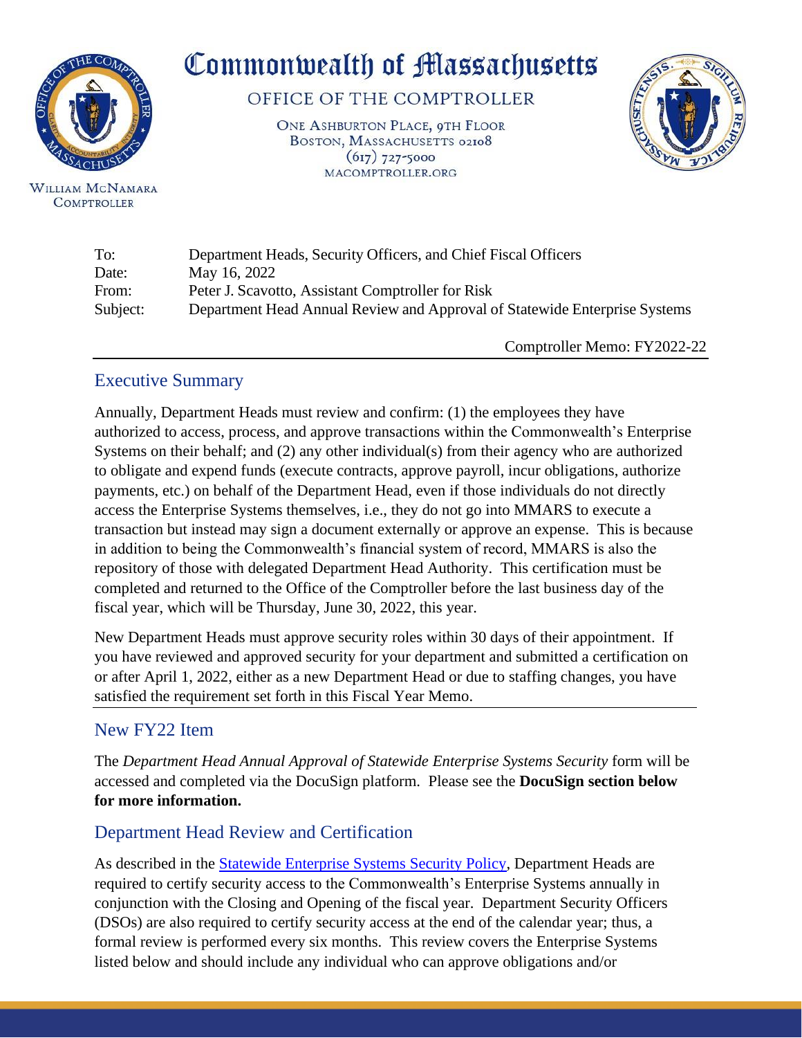# Commonwealth of Massachusetts

OFFICE OF THE COMPTROLLER

ONE ASHBURTON PLACE, 9TH FLOOR
BOSTON, MASSACHUSETTS 02108
(617) 727-5000
MACOMPTROLLER.ORG

WILLIAM MCNAMARA
COMPTROLLER

| | |
|---|---|
| To: | Department Heads, Security Officers, and Chief Fiscal Officers |
| Date: | May 16, 2022 |
| From: | Peter J. Scavotto, Assistant Comptroller for Risk |
| Subject: | Department Head Annual Review and Approval of Statewide Enterprise Systems |

Comptroller Memo: FY2022-22

## Executive Summary

Annually, Department Heads must review and confirm: (1) the employees they have authorized to access, process, and approve transactions within the Commonwealth's Enterprise Systems on their behalf; and (2) any other individual(s) from their agency who are authorized to obligate and expend funds (execute contracts, approve payroll, incur obligations, authorize payments, etc.) on behalf of the Department Head, even if those individuals do not directly access the Enterprise Systems themselves, i.e., they do not go into MMARS to execute a transaction but instead may sign a document externally or approve an expense. This is because in addition to being the Commonwealth's financial system of record, MMARS is also the repository of those with delegated Department Head Authority. This certification must be completed and returned to the Office of the Comptroller before the last business day of the fiscal year, which will be Thursday, June 30, 2022, this year.

New Department Heads must approve security roles within 30 days of their appointment. If you have reviewed and approved security for your department and submitted a certification on or after April 1, 2022, either as a new Department Head or due to staffing changes, you have satisfied the requirement set forth in this Fiscal Year Memo.

## New FY22 Item

The *Department Head Annual Approval of Statewide Enterprise Systems Security* form will be accessed and completed via the DocuSign platform. Please see the **DocuSign section below for more information.**

## Department Head Review and Certification

As described in the [Statewide Enterprise Systems Security Policy](), Department Heads are required to certify security access to the Commonwealth's Enterprise Systems annually in conjunction with the Closing and Opening of the fiscal year. Department Security Officers (DSOs) are also required to certify security access at the end of the calendar year; thus, a formal review is performed every six months. This review covers the Enterprise Systems listed below and should include any individual who can approve obligations and/or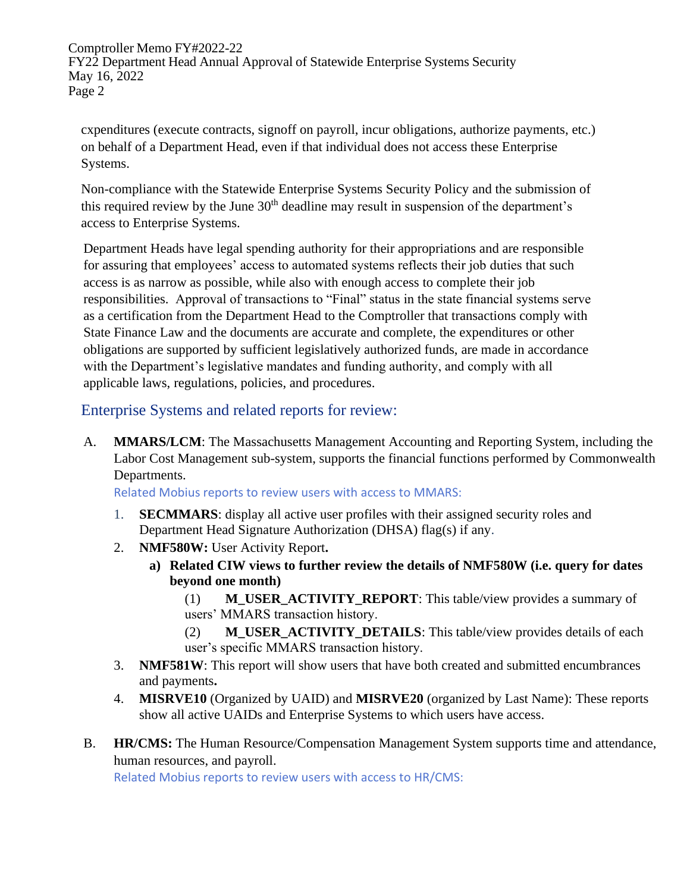cxpenditures (execute contracts, signoff on payroll, incur obligations, authorize payments, etc.) on behalf of a Department Head, even if that individual does not access these Enterprise Systems.

Non-compliance with the Statewide Enterprise Systems Security Policy and the submission of this required review by the June 30th deadline may result in suspension of the department's access to Enterprise Systems.

Department Heads have legal spending authority for their appropriations and are responsible for assuring that employees' access to automated systems reflects their job duties that such access is as narrow as possible, while also with enough access to complete their job responsibilities. Approval of transactions to "Final" status in the state financial systems serve as a certification from the Department Head to the Comptroller that transactions comply with State Finance Law and the documents are accurate and complete, the expenditures or other obligations are supported by sufficient legislatively authorized funds, are made in accordance with the Department's legislative mandates and funding authority, and comply with all applicable laws, regulations, policies, and procedures.

## Enterprise Systems and related reports for review:

A. **MMARS/LCM**: The Massachusetts Management Accounting and Reporting System, including the Labor Cost Management sub-system, supports the financial functions performed by Commonwealth Departments.

   Related Mobius reports to review users with access to MMARS:

   1. **SECMMARS**: display all active user profiles with their assigned security roles and Department Head Signature Authorization (DHSA) flag(s) if any.
   2. **NMF580W:** User Activity Report**.**
      a) **Related CIW views to further review the details of NMF580W (i.e. query for dates beyond one month)**
         (1) **M_USER_ACTIVITY_REPORT**: This table/view provides a summary of users' MMARS transaction history.
         (2) **M_USER_ACTIVITY_DETAILS**: This table/view provides details of each user's specific MMARS transaction history.
   3. **NMF581W**: This report will show users that have both created and submitted encumbrances and payments**.**
   4. **MISRVE10** (Organized by UAID) and **MISRVE20** (organized by Last Name): These reports show all active UAIDs and Enterprise Systems to which users have access.

B. **HR/CMS:** The Human Resource/Compensation Management System supports time and attendance, human resources, and payroll.

   Related Mobius reports to review users with access to HR/CMS: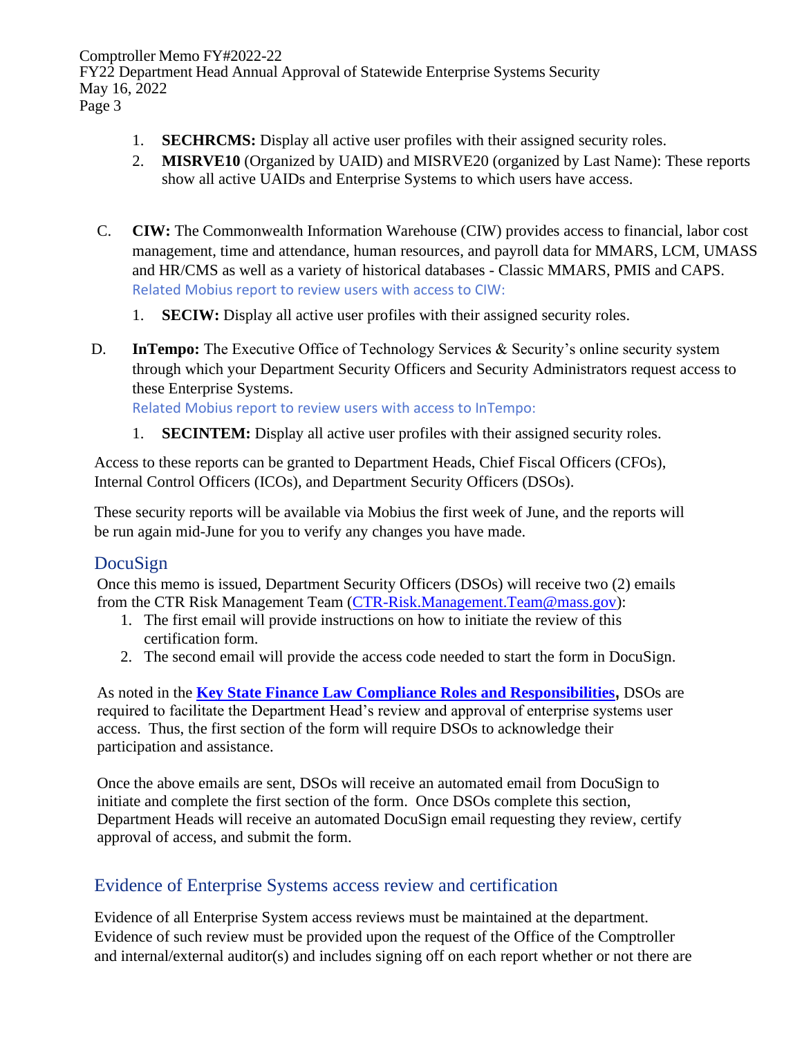1. **SECHRCMS:** Display all active user profiles with their assigned security roles.
2. **MISRVE10** (Organized by UAID) and MISRVE20 (organized by Last Name): These reports show all active UAIDs and Enterprise Systems to which users have access.

C. **CIW:** The Commonwealth Information Warehouse (CIW) provides access to financial, labor cost management, time and attendance, human resources, and payroll data for MMARS, LCM, UMASS and HR/CMS as well as a variety of historical databases - Classic MMARS, PMIS and CAPS.
Related Mobius report to review users with access to CIW:

1. **SECIW:** Display all active user profiles with their assigned security roles.

D. **InTempo:** The Executive Office of Technology Services & Security's online security system through which your Department Security Officers and Security Administrators request access to these Enterprise Systems.
Related Mobius report to review users with access to InTempo:

1. **SECINTEM:** Display all active user profiles with their assigned security roles.

Access to these reports can be granted to Department Heads, Chief Fiscal Officers (CFOs), Internal Control Officers (ICOs), and Department Security Officers (DSOs).

These security reports will be available via Mobius the first week of June, and the reports will be run again mid-June for you to verify any changes you have made.

## DocuSign

Once this memo is issued, Department Security Officers (DSOs) will receive two (2) emails from the CTR Risk Management Team (CTR-Risk.Management.Team@mass.gov):

1. The first email will provide instructions on how to initiate the review of this certification form.
2. The second email will provide the access code needed to start the form in DocuSign.

As noted in the **Key State Finance Law Compliance Roles and Responsibilities,** DSOs are required to facilitate the Department Head's review and approval of enterprise systems user access. Thus, the first section of the form will require DSOs to acknowledge their participation and assistance.

Once the above emails are sent, DSOs will receive an automated email from DocuSign to initiate and complete the first section of the form. Once DSOs complete this section, Department Heads will receive an automated DocuSign email requesting they review, certify approval of access, and submit the form.

## Evidence of Enterprise Systems access review and certification

Evidence of all Enterprise System access reviews must be maintained at the department. Evidence of such review must be provided upon the request of the Office of the Comptroller and internal/external auditor(s) and includes signing off on each report whether or not there are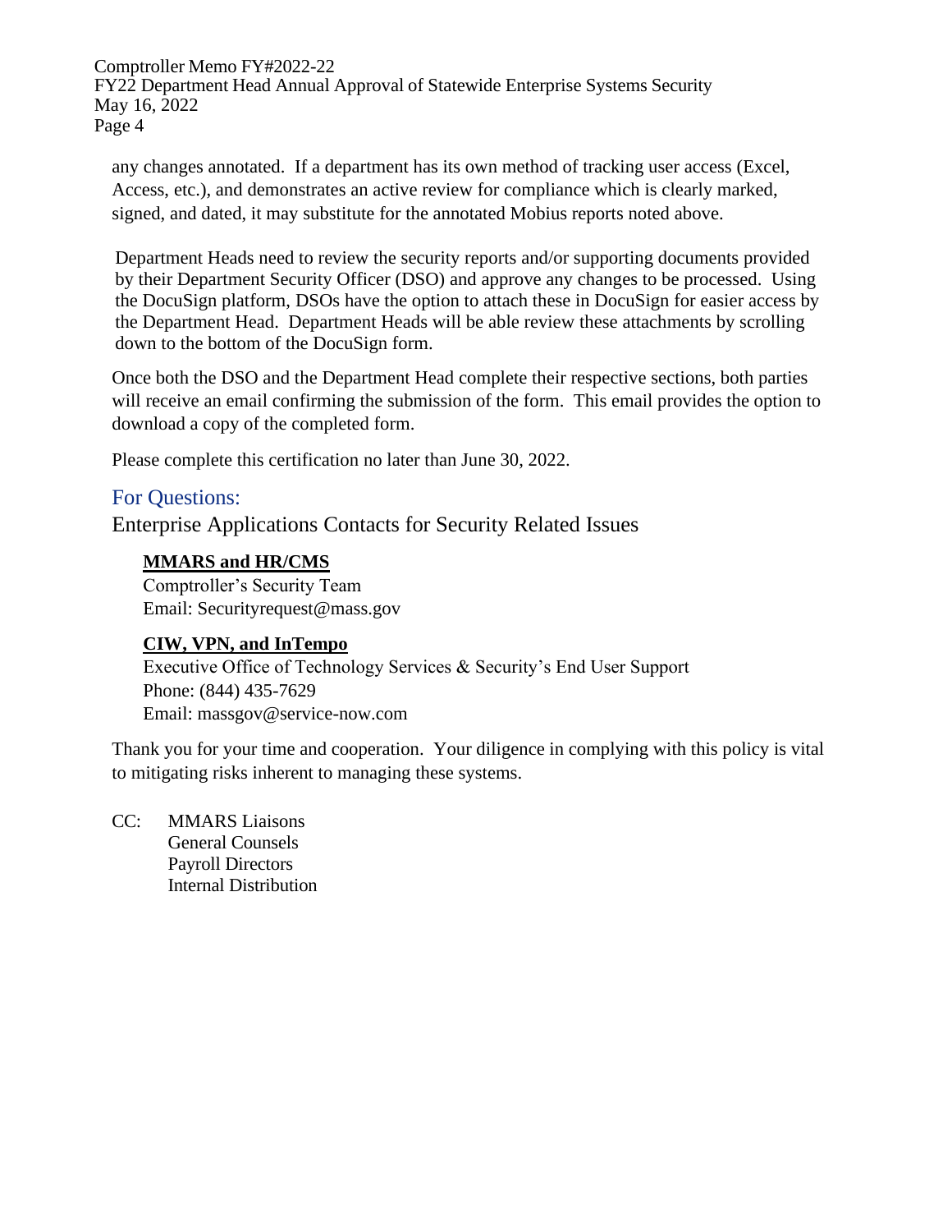any changes annotated. If a department has its own method of tracking user access (Excel, Access, etc.), and demonstrates an active review for compliance which is clearly marked, signed, and dated, it may substitute for the annotated Mobius reports noted above.

Department Heads need to review the security reports and/or supporting documents provided by their Department Security Officer (DSO) and approve any changes to be processed. Using the DocuSign platform, DSOs have the option to attach these in DocuSign for easier access by the Department Head. Department Heads will be able review these attachments by scrolling down to the bottom of the DocuSign form.

Once both the DSO and the Department Head complete their respective sections, both parties will receive an email confirming the submission of the form. This email provides the option to download a copy of the completed form.

Please complete this certification no later than June 30, 2022.

## For Questions:

Enterprise Applications Contacts for Security Related Issues

**MMARS and HR/CMS**
Comptroller's Security Team
Email: Securityrequest@mass.gov

**CIW, VPN, and InTempo**
Executive Office of Technology Services & Security's End User Support
Phone: (844) 435-7629
Email: massgov@service-now.com

Thank you for your time and cooperation. Your diligence in complying with this policy is vital to mitigating risks inherent to managing these systems.

CC: MMARS Liaisons
General Counsels
Payroll Directors
Internal Distribution